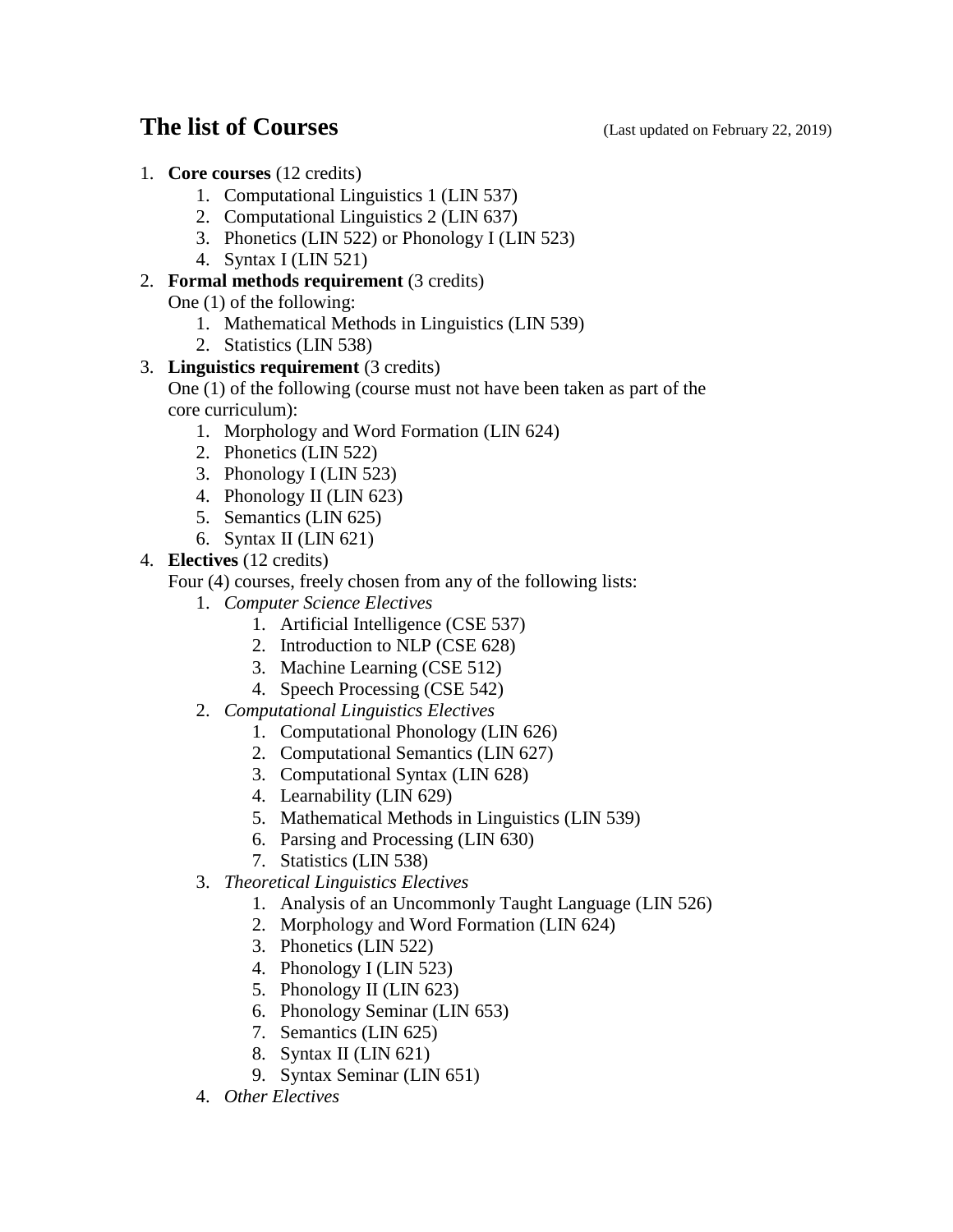# The list of Courses

(Last updated on February 22, 2019)

1. **Core courses** (12 credits)
    1. Computational Linguistics 1 (LIN 537)
    2. Computational Linguistics 2 (LIN 637)
    3. Phonetics (LIN 522) or Phonology I (LIN 523)
    4. Syntax I (LIN 521)
2. **Formal methods requirement** (3 credits)
   One (1) of the following:
    1. Mathematical Methods in Linguistics (LIN 539)
    2. Statistics (LIN 538)
3. **Linguistics requirement** (3 credits)
   One (1) of the following (course must not have been taken as part of the core curriculum):
    1. Morphology and Word Formation (LIN 624)
    2. Phonetics (LIN 522)
    3. Phonology I (LIN 523)
    4. Phonology II (LIN 623)
    5. Semantics (LIN 625)
    6. Syntax II (LIN 621)
4. **Electives** (12 credits)
   Four (4) courses, freely chosen from any of the following lists:
    1. *Computer Science Electives*
        1. Artificial Intelligence (CSE 537)
        2. Introduction to NLP (CSE 628)
        3. Machine Learning (CSE 512)
        4. Speech Processing (CSE 542)
    2. *Computational Linguistics Electives*
        1. Computational Phonology (LIN 626)
        2. Computational Semantics (LIN 627)
        3. Computational Syntax (LIN 628)
        4. Learnability (LIN 629)
        5. Mathematical Methods in Linguistics (LIN 539)
        6. Parsing and Processing (LIN 630)
        7. Statistics (LIN 538)
    3. *Theoretical Linguistics Electives*
        1. Analysis of an Uncommonly Taught Language (LIN 526)
        2. Morphology and Word Formation (LIN 624)
        3. Phonetics (LIN 522)
        4. Phonology I (LIN 523)
        5. Phonology II (LIN 623)
        6. Phonology Seminar (LIN 653)
        7. Semantics (LIN 625)
        8. Syntax II (LIN 621)
        9. Syntax Seminar (LIN 651)
    4. *Other Electives*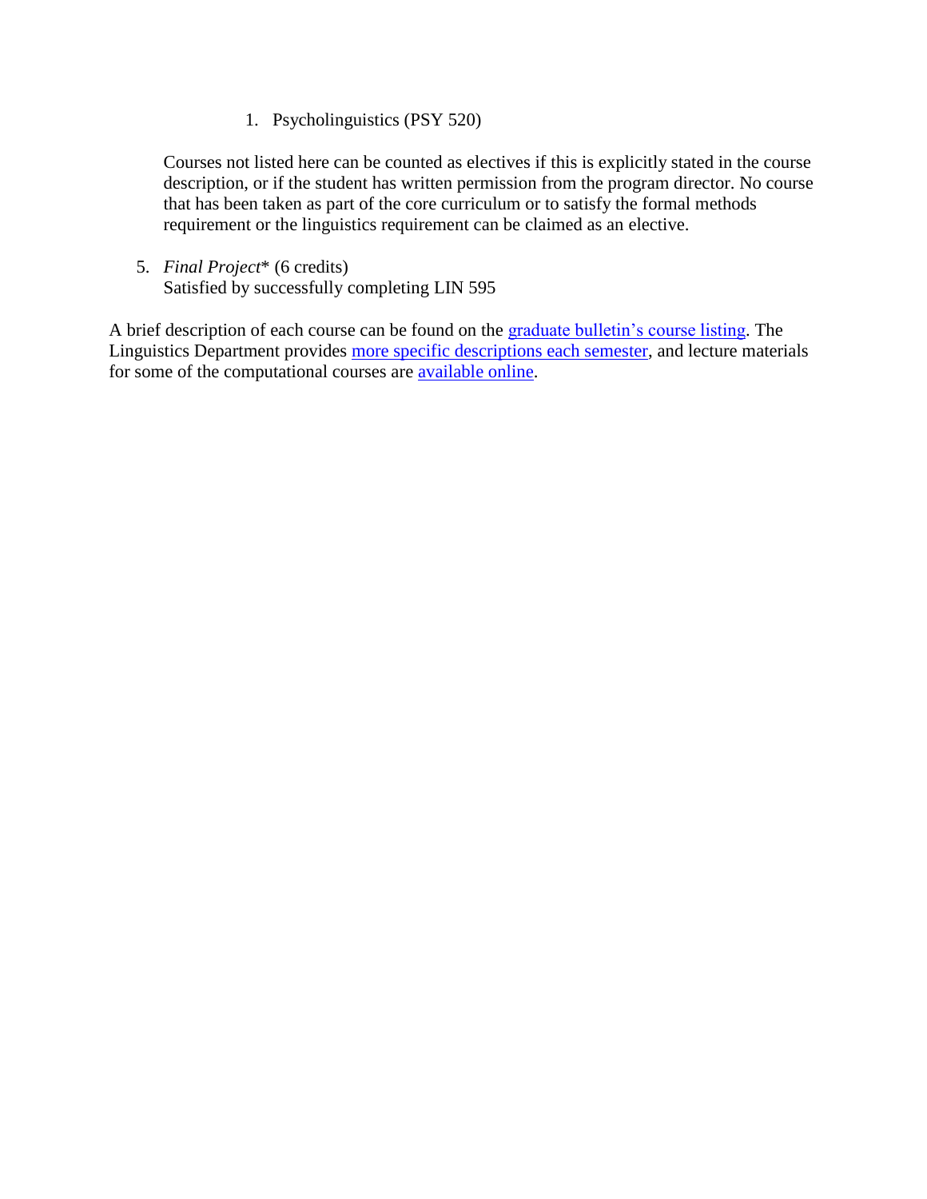1. Psycholinguistics (PSY 520)

   Courses not listed here can be counted as electives if this is explicitly stated in the course description, or if the student has written permission from the program director. No course that has been taken as part of the core curriculum or to satisfy the formal methods requirement or the linguistics requirement can be claimed as an elective.

5. *Final Project** (6 credits)
   Satisfied by successfully completing LIN 595

A brief description of each course can be found on the graduate bulletin's course listing. The Linguistics Department provides more specific descriptions each semester, and lecture materials for some of the computational courses are available online.